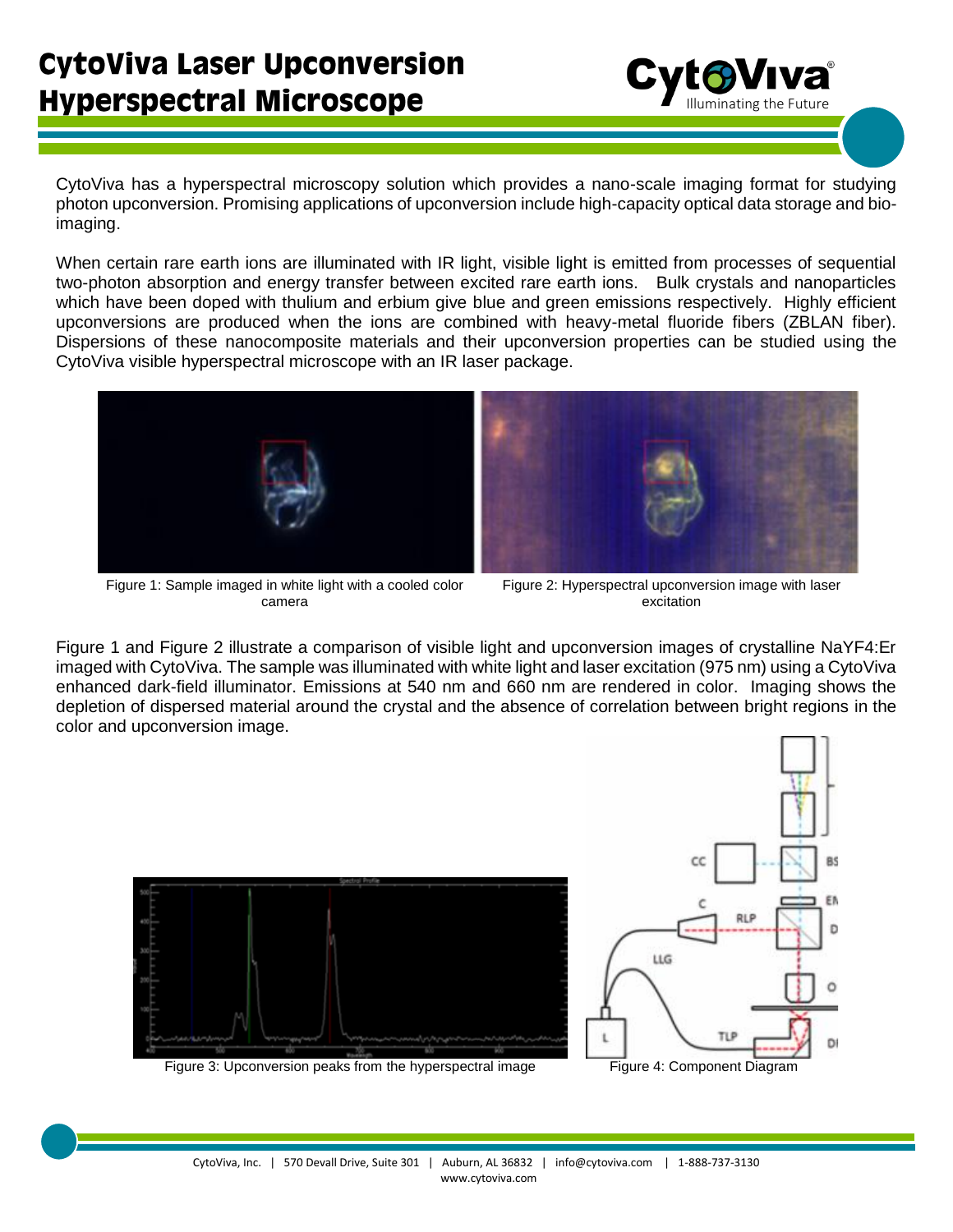# CytoViva Laser Upconversion Hyperspectral Microscope

CytoViva has a hyperspectral microscopy solution which provides a nano-scale imaging format for studying photon upconversion. Promising applications of upconversion include high-capacity optical data storage and bio-imaging.

When certain rare earth ions are illuminated with IR light, visible light is emitted from processes of sequential two-photon absorption and energy transfer between excited rare earth ions. Bulk crystals and nanoparticles which have been doped with thulium and erbium give blue and green emissions respectively. Highly efficient upconversions are produced when the ions are combined with heavy-metal fluoride fibers (ZBLAN fiber). Dispersions of these nanocomposite materials and their upconversion properties can be studied using the CytoViva visible hyperspectral microscope with an IR laser package.

Figure 1: Sample imaged in white light with a cooled color camera

Figure 2: Hyperspectral upconversion image with laser excitation

Figure 1 and Figure 2 illustrate a comparison of visible light and upconversion images of crystalline $NaYF_4$:Er imaged with CytoViva. The sample was illuminated with white light and laser excitation (975 nm) using a CytoViva enhanced dark-field illuminator. Emissions at 540 nm and 660 nm are rendered in color. Imaging shows the depletion of dispersed material around the crystal and the absence of correlation between bright regions in the color and upconversion image.

Figure 3: Upconversion peaks from the hyperspectral image

Figure 4: Component Diagram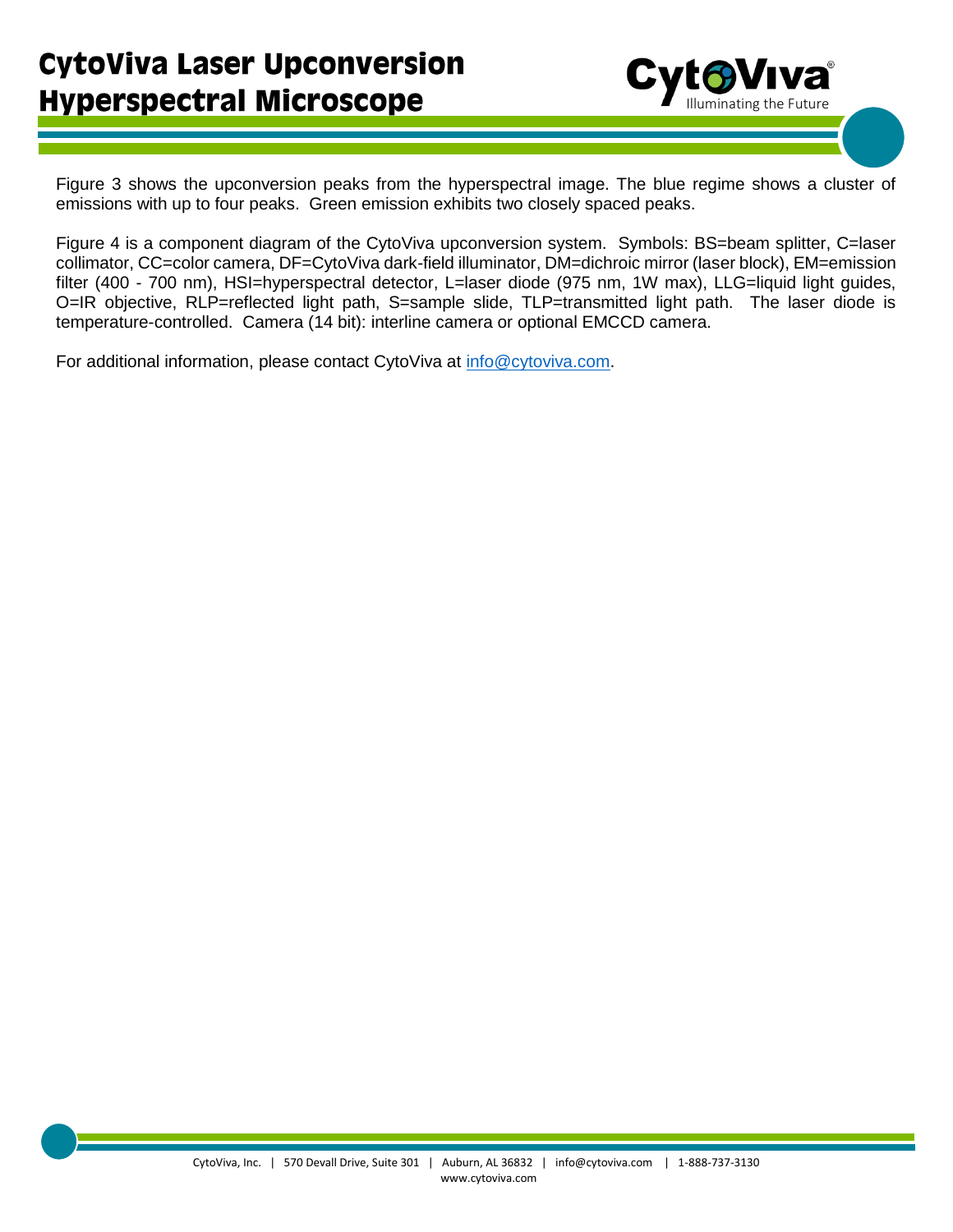Figure 3 shows the upconversion peaks from the hyperspectral image. The blue regime shows a cluster of emissions with up to four peaks. Green emission exhibits two closely spaced peaks.

Figure 4 is a component diagram of the CytoViva upconversion system. Symbols: BS=beam splitter, C=laser collimator, CC=color camera, DF=CytoViva dark-field illuminator, DM=dichroic mirror (laser block), EM=emission filter (400 - 700 nm), HSI=hyperspectral detector, L=laser diode (975 nm, 1W max), LLG=liquid light guides, O=IR objective, RLP=reflected light path, S=sample slide, TLP=transmitted light path. The laser diode is temperature-controlled. Camera (14 bit): interline camera or optional EMCCD camera.

For additional information, please contact CytoViva at [info@cytoviva.com](mailto:info@cytoviva.com).